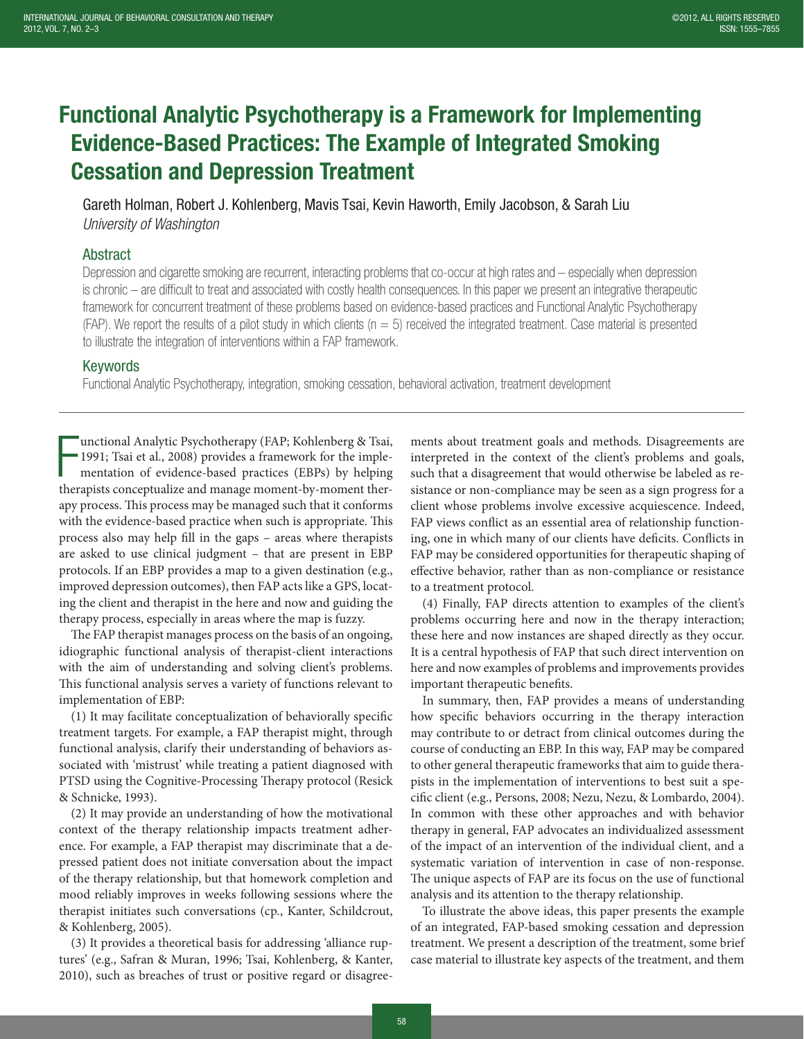# Functional Analytic Psychotherapy is a Framework for Implementing Evidence-Based Practices: The Example of Integrated Smoking Cessation and Depression Treatment

Gareth Holman, Robert J. Kohlenberg, Mavis Tsai, Kevin Haworth, Emily Jacobson, & Sarah Liu
*University of Washington*

## Abstract

Depression and cigarette smoking are recurrent, interacting problems that co-occur at high rates and – especially when depression is chronic – are difficult to treat and associated with costly health consequences. In this paper we present an integrative therapeutic framework for concurrent treatment of these problems based on evidence-based practices and Functional Analytic Psychotherapy (FAP). We report the results of a pilot study in which clients (n = 5) received the integrated treatment. Case material is presented to illustrate the integration of interventions within a FAP framework.

## Keywords

Functional Analytic Psychotherapy, integration, smoking cessation, behavioral activation, treatment development

Functional Analytic Psychotherapy (FAP; Kohlenberg & Tsai, 1991; Tsai et al., 2008) provides a framework for the implementation of evidence-based practices (EBPs) by helping therapists conceptualize and manage moment-by-moment therapy process. This process may be managed such that it conforms with the evidence-based practice when such is appropriate. This process also may help fill in the gaps – areas where therapists are asked to use clinical judgment – that are present in EBP protocols. If an EBP provides a map to a given destination (e.g., improved depression outcomes), then FAP acts like a GPS, locating the client and therapist in the here and now and guiding the therapy process, especially in areas where the map is fuzzy.

The FAP therapist manages process on the basis of an ongoing, idiographic functional analysis of therapist-client interactions with the aim of understanding and solving client's problems. This functional analysis serves a variety of functions relevant to implementation of EBP:

(1) It may facilitate conceptualization of behaviorally specific treatment targets. For example, a FAP therapist might, through functional analysis, clarify their understanding of behaviors associated with 'mistrust' while treating a patient diagnosed with PTSD using the Cognitive-Processing Therapy protocol (Resick & Schnicke, 1993).

(2) It may provide an understanding of how the motivational context of the therapy relationship impacts treatment adherence. For example, a FAP therapist may discriminate that a depressed patient does not initiate conversation about the impact of the therapy relationship, but that homework completion and mood reliably improves in weeks following sessions where the therapist initiates such conversations (cp., Kanter, Schildcrout, & Kohlenberg, 2005).

(3) It provides a theoretical basis for addressing 'alliance ruptures' (e.g., Safran & Muran, 1996; Tsai, Kohlenberg, & Kanter, 2010), such as breaches of trust or positive regard or disagreements about treatment goals and methods. Disagreements are interpreted in the context of the client's problems and goals, such that a disagreement that would otherwise be labeled as resistance or non-compliance may be seen as a sign progress for a client whose problems involve excessive acquiescence. Indeed, FAP views conflict as an essential area of relationship functioning, one in which many of our clients have deficits. Conflicts in FAP may be considered opportunities for therapeutic shaping of effective behavior, rather than as non-compliance or resistance to a treatment protocol.

(4) Finally, FAP directs attention to examples of the client's problems occurring here and now in the therapy interaction; these here and now instances are shaped directly as they occur. It is a central hypothesis of FAP that such direct intervention on here and now examples of problems and improvements provides important therapeutic benefits.

In summary, then, FAP provides a means of understanding how specific behaviors occurring in the therapy interaction may contribute to or detract from clinical outcomes during the course of conducting an EBP. In this way, FAP may be compared to other general therapeutic frameworks that aim to guide therapists in the implementation of interventions to best suit a specific client (e.g., Persons, 2008; Nezu, Nezu, & Lombardo, 2004). In common with these other approaches and with behavior therapy in general, FAP advocates an individualized assessment of the impact of an intervention of the individual client, and a systematic variation of intervention in case of non-response. The unique aspects of FAP are its focus on the use of functional analysis and its attention to the therapy relationship.

To illustrate the above ideas, this paper presents the example of an integrated, FAP-based smoking cessation and depression treatment. We present a description of the treatment, some brief case material to illustrate key aspects of the treatment, and them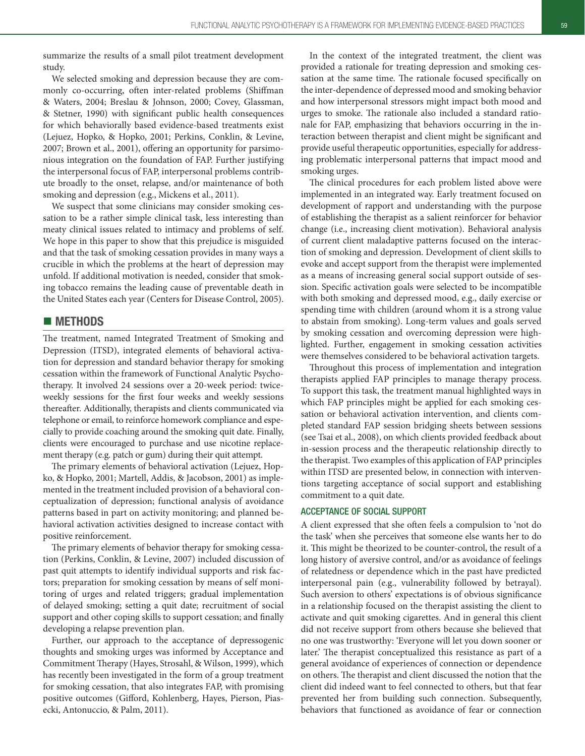summarize the results of a small pilot treatment development study.

We selected smoking and depression because they are commonly co-occurring, often inter-related problems (Shiffman & Waters, 2004; Breslau & Johnson, 2000; Covey, Glassman, & Stetner, 1990) with significant public health consequences for which behaviorally based evidence-based treatments exist (Lejuez, Hopko, & Hopko, 2001; Perkins, Conklin, & Levine, 2007; Brown et al., 2001), offering an opportunity for parsimonious integration on the foundation of FAP. Further justifying the interpersonal focus of FAP, interpersonal problems contribute broadly to the onset, relapse, and/or maintenance of both smoking and depression (e.g., Mickens et al., 2011).

We suspect that some clinicians may consider smoking cessation to be a rather simple clinical task, less interesting than meaty clinical issues related to intimacy and problems of self. We hope in this paper to show that this prejudice is misguided and that the task of smoking cessation provides in many ways a crucible in which the problems at the heart of depression may unfold. If additional motivation is needed, consider that smoking tobacco remains the leading cause of preventable death in the United States each year (Centers for Disease Control, 2005).

## METHODS

The treatment, named Integrated Treatment of Smoking and Depression (ITSD), integrated elements of behavioral activation for depression and standard behavior therapy for smoking cessation within the framework of Functional Analytic Psychotherapy. It involved 24 sessions over a 20-week period: twice-weekly sessions for the first four weeks and weekly sessions thereafter. Additionally, therapists and clients communicated via telephone or email, to reinforce homework compliance and especially to provide coaching around the smoking quit date. Finally, clients were encouraged to purchase and use nicotine replacement therapy (e.g. patch or gum) during their quit attempt.

The primary elements of behavioral activation (Lejuez, Hopko, & Hopko, 2001; Martell, Addis, & Jacobson, 2001) as implemented in the treatment included provision of a behavioral conceptualization of depression; functional analysis of avoidance patterns based in part on activity monitoring; and planned behavioral activation activities designed to increase contact with positive reinforcement.

The primary elements of behavior therapy for smoking cessation (Perkins, Conklin, & Levine, 2007) included discussion of past quit attempts to identify individual supports and risk factors; preparation for smoking cessation by means of self monitoring of urges and related triggers; gradual implementation of delayed smoking; setting a quit date; recruitment of social support and other coping skills to support cessation; and finally developing a relapse prevention plan.

Further, our approach to the acceptance of depressogenic thoughts and smoking urges was informed by Acceptance and Commitment Therapy (Hayes, Strosahl, & Wilson, 1999), which has recently been investigated in the form of a group treatment for smoking cessation, that also integrates FAP, with promising positive outcomes (Gifford, Kohlenberg, Hayes, Pierson, Piasecki, Antonuccio, & Palm, 2011).

In the context of the integrated treatment, the client was provided a rationale for treating depression and smoking cessation at the same time. The rationale focused specifically on the inter-dependence of depressed mood and smoking behavior and how interpersonal stressors might impact both mood and urges to smoke. The rationale also included a standard rationale for FAP, emphasizing that behaviors occurring in the interaction between therapist and client might be significant and provide useful therapeutic opportunities, especially for addressing problematic interpersonal patterns that impact mood and smoking urges.

The clinical procedures for each problem listed above were implemented in an integrated way. Early treatment focused on development of rapport and understanding with the purpose of establishing the therapist as a salient reinforcer for behavior change (i.e., increasing client motivation). Behavioral analysis of current client maladaptive patterns focused on the interaction of smoking and depression. Development of client skills to evoke and accept support from the therapist were implemented as a means of increasing general social support outside of session. Specific activation goals were selected to be incompatible with both smoking and depressed mood, e.g., daily exercise or spending time with children (around whom it is a strong value to abstain from smoking). Long-term values and goals served by smoking cessation and overcoming depression were highlighted. Further, engagement in smoking cessation activities were themselves considered to be behavioral activation targets.

Throughout this process of implementation and integration therapists applied FAP principles to manage therapy process. To support this task, the treatment manual highlighted ways in which FAP principles might be applied for each smoking cessation or behavioral activation intervention, and clients completed standard FAP session bridging sheets between sessions (see Tsai et al., 2008), on which clients provided feedback about in-session process and the therapeutic relationship directly to the therapist. Two examples of this application of FAP principles within ITSD are presented below, in connection with interventions targeting acceptance of social support and establishing commitment to a quit date.

### ACCEPTANCE OF SOCIAL SUPPORT

A client expressed that she often feels a compulsion to 'not do the task' when she perceives that someone else wants her to do it. This might be theorized to be counter-control, the result of a long history of aversive control, and/or as avoidance of feelings of relatedness or dependence which in the past have predicted interpersonal pain (e.g., vulnerability followed by betrayal). Such aversion to others' expectations is of obvious significance in a relationship focused on the therapist assisting the client to activate and quit smoking cigarettes. And in general this client did not receive support from others because she believed that no one was trustworthy: 'Everyone will let you down sooner or later.' The therapist conceptualized this resistance as part of a general avoidance of experiences of connection or dependence on others. The therapist and client discussed the notion that the client did indeed want to feel connected to others, but that fear prevented her from building such connection. Subsequently, behaviors that functioned as avoidance of fear or connection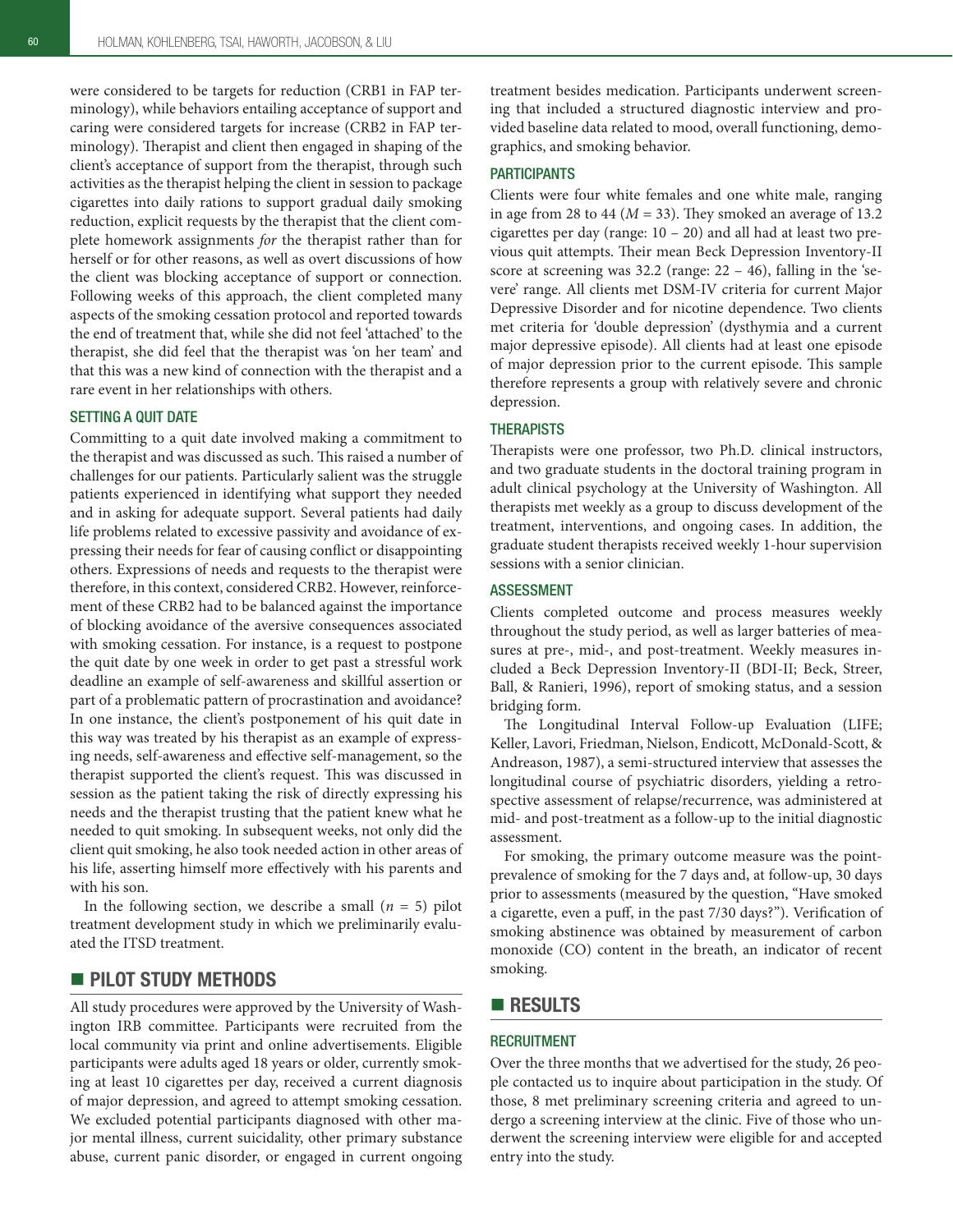were considered to be targets for reduction (CRB1 in FAP terminology), while behaviors entailing acceptance of support and caring were considered targets for increase (CRB2 in FAP terminology). Therapist and client then engaged in shaping of the client's acceptance of support from the therapist, through such activities as the therapist helping the client in session to package cigarettes into daily rations to support gradual daily smoking reduction, explicit requests by the therapist that the client complete homework assignments *for* the therapist rather than for herself or for other reasons, as well as overt discussions of how the client was blocking acceptance of support or connection. Following weeks of this approach, the client completed many aspects of the smoking cessation protocol and reported towards the end of treatment that, while she did not feel 'attached' to the therapist, she did feel that the therapist was 'on her team' and that this was a new kind of connection with the therapist and a rare event in her relationships with others.

### SETTING A QUIT DATE

Committing to a quit date involved making a commitment to the therapist and was discussed as such. This raised a number of challenges for our patients. Particularly salient was the struggle patients experienced in identifying what support they needed and in asking for adequate support. Several patients had daily life problems related to excessive passivity and avoidance of expressing their needs for fear of causing conflict or disappointing others. Expressions of needs and requests to the therapist were therefore, in this context, considered CRB2. However, reinforcement of these CRB2 had to be balanced against the importance of blocking avoidance of the aversive consequences associated with smoking cessation. For instance, is a request to postpone the quit date by one week in order to get past a stressful work deadline an example of self-awareness and skillful assertion or part of a problematic pattern of procrastination and avoidance? In one instance, the client's postponement of his quit date in this way was treated by his therapist as an example of expressing needs, self-awareness and effective self-management, so the therapist supported the client's request. This was discussed in session as the patient taking the risk of directly expressing his needs and the therapist trusting that the patient knew what he needed to quit smoking. In subsequent weeks, not only did the client quit smoking, he also took needed action in other areas of his life, asserting himself more effectively with his parents and with his son.

In the following section, we describe a small ($n$ = 5) pilot treatment development study in which we preliminarily evaluated the ITSD treatment.

## PILOT STUDY METHODS

All study procedures were approved by the University of Washington IRB committee. Participants were recruited from the local community via print and online advertisements. Eligible participants were adults aged 18 years or older, currently smoking at least 10 cigarettes per day, received a current diagnosis of major depression, and agreed to attempt smoking cessation. We excluded potential participants diagnosed with other major mental illness, current suicidality, other primary substance abuse, current panic disorder, or engaged in current ongoing treatment besides medication. Participants underwent screening that included a structured diagnostic interview and provided baseline data related to mood, overall functioning, demographics, and smoking behavior.

### PARTICIPANTS

Clients were four white females and one white male, ranging in age from 28 to 44 ($M$ = 33). They smoked an average of 13.2 cigarettes per day (range: 10 – 20) and all had at least two previous quit attempts. Their mean Beck Depression Inventory-II score at screening was 32.2 (range: 22 – 46), falling in the 'severe' range. All clients met DSM-IV criteria for current Major Depressive Disorder and for nicotine dependence. Two clients met criteria for 'double depression' (dysthymia and a current major depressive episode). All clients had at least one episode of major depression prior to the current episode. This sample therefore represents a group with relatively severe and chronic depression.

### THERAPISTS

Therapists were one professor, two Ph.D. clinical instructors, and two graduate students in the doctoral training program in adult clinical psychology at the University of Washington. All therapists met weekly as a group to discuss development of the treatment, interventions, and ongoing cases. In addition, the graduate student therapists received weekly 1-hour supervision sessions with a senior clinician.

### ASSESSMENT

Clients completed outcome and process measures weekly throughout the study period, as well as larger batteries of measures at pre-, mid-, and post-treatment. Weekly measures included a Beck Depression Inventory-II (BDI-II; Beck, Streer, Ball, & Ranieri, 1996), report of smoking status, and a session bridging form.

The Longitudinal Interval Follow-up Evaluation (LIFE; Keller, Lavori, Friedman, Nielson, Endicott, McDonald-Scott, & Andreason, 1987), a semi-structured interview that assesses the longitudinal course of psychiatric disorders, yielding a retrospective assessment of relapse/recurrence, was administered at mid- and post-treatment as a follow-up to the initial diagnostic assessment.

For smoking, the primary outcome measure was the point-prevalence of smoking for the 7 days and, at follow-up, 30 days prior to assessments (measured by the question, "Have smoked a cigarette, even a puff, in the past 7/30 days?"). Verification of smoking abstinence was obtained by measurement of carbon monoxide (CO) content in the breath, an indicator of recent smoking.

## RESULTS

### RECRUITMENT

Over the three months that we advertised for the study, 26 people contacted us to inquire about participation in the study. Of those, 8 met preliminary screening criteria and agreed to undergo a screening interview at the clinic. Five of those who underwent the screening interview were eligible for and accepted entry into the study.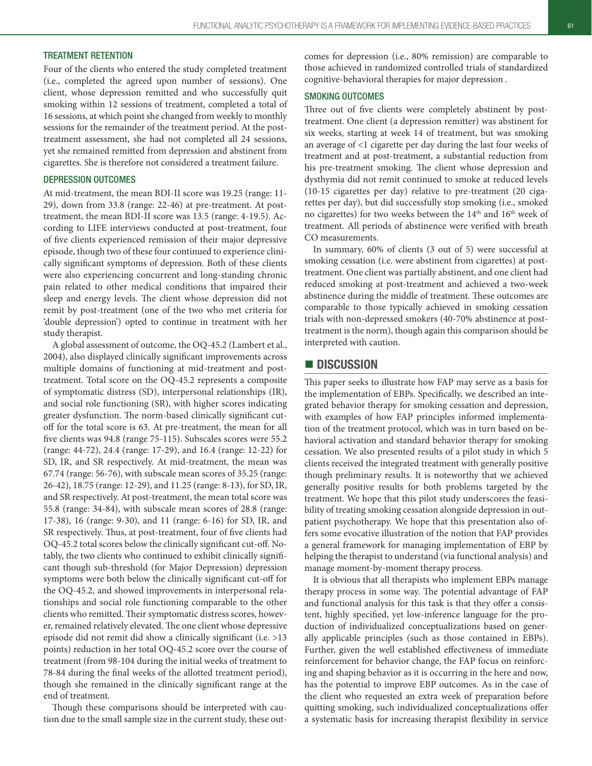### TREATMENT RETENTION

Four of the clients who entered the study completed treatment (i.e., completed the agreed upon number of sessions). One client, whose depression remitted and who successfully quit smoking within 12 sessions of treatment, completed a total of 16 sessions, at which point she changed from weekly to monthly sessions for the remainder of the treatment period. At the post-treatment assessment, she had not completed all 24 sessions, yet she remained remitted from depression and abstinent from cigarettes. She is therefore not considered a treatment failure.

### DEPRESSION OUTCOMES

At mid-treatment, the mean BDI-II score was 19.25 (range: 11-29), down from 33.8 (range: 22-46) at pre-treatment. At post-treatment, the mean BDI-II score was 13.5 (range: 4-19.5). According to LIFE interviews conducted at post-treatment, four of five clients experienced remission of their major depressive episode, though two of these four continued to experience clinically significant symptoms of depression. Both of these clients were also experiencing concurrent and long-standing chronic pain related to other medical conditions that impaired their sleep and energy levels. The client whose depression did not remit by post-treatment (one of the two who met criteria for 'double depression') opted to continue in treatment with her study therapist.

A global assessment of outcome, the OQ-45.2 (Lambert et al., 2004), also displayed clinically significant improvements across multiple domains of functioning at mid-treatment and post-treatment. Total score on the OQ-45.2 represents a composite of symptomatic distress (SD), interpersonal relationships (IR), and social role functioning (SR), with higher scores indicating greater dysfunction. The norm-based clinically significant cut-off for the total score is 63. At pre-treatment, the mean for all five clients was 94.8 (range 75-115). Subscales scores were 55.2 (range: 44-72), 24.4 (range: 17-29), and 16.4 (range: 12-22) for SD, IR, and SR respectively. At mid-treatment, the mean was 67.74 (range: 56-76), with subscale mean scores of 35.25 (range: 26-42), 18.75 (range: 12-29), and 11.25 (range: 8-13), for SD, IR, and SR respectively. At post-treatment, the mean total score was 55.8 (range: 34-84), with subscale mean scores of 28.8 (range: 17-38), 16 (range: 9-30), and 11 (range: 6-16) for SD, IR, and SR respectively. Thus, at post-treatment, four of five clients had OQ-45.2 total scores below the clinically significant cut-off. Notably, the two clients who continued to exhibit clinically significant though sub-threshold (for Major Depression) depression symptoms were both below the clinically significant cut-off for the OQ-45.2, and showed improvements in interpersonal relationships and social role functioning comparable to the other clients who remitted. Their symptomatic distress scores, however, remained relatively elevated. The one client whose depressive episode did not remit did show a clinically significant (i.e. >13 points) reduction in her total OQ-45.2 score over the course of treatment (from 98-104 during the initial weeks of treatment to 78-84 during the final weeks of the allotted treatment period), though she remained in the clinically significant range at the end of treatment.

Though these comparisons should be interpreted with caution due to the small sample size in the current study, these outcomes for depression (i.e., 80% remission) are comparable to those achieved in randomized controlled trials of standardized cognitive-behavioral therapies for major depression .

### SMOKING OUTCOMES

Three out of five clients were completely abstinent by post-treatment. One client (a depression remitter) was abstinent for six weeks, starting at week 14 of treatment, but was smoking an average of <1 cigarette per day during the last four weeks of treatment and at post-treatment, a substantial reduction from his pre-treatment smoking. The client whose depression and dysthymia did not remit continued to smoke at reduced levels (10-15 cigarettes per day) relative to pre-treatment (20 cigarettes per day), but did successfully stop smoking (i.e., smoked no cigarettes) for two weeks between the 14th and 16th week of treatment. All periods of abstinence were verified with breath CO measurements.

In summary, 60% of clients (3 out of 5) were successful at smoking cessation (i.e. were abstinent from cigarettes) at post-treatment. One client was partially abstinent, and one client had reduced smoking at post-treatment and achieved a two-week abstinence during the middle of treatment. These outcomes are comparable to those typically achieved in smoking cessation trials with non-depressed smokers (40-70% abstinence at post-treatment is the norm), though again this comparison should be interpreted with caution.

## DISCUSSION

This paper seeks to illustrate how FAP may serve as a basis for the implementation of EBPs. Specifically, we described an integrated behavior therapy for smoking cessation and depression, with examples of how FAP principles informed implementation of the treatment protocol, which was in turn based on behavioral activation and standard behavior therapy for smoking cessation. We also presented results of a pilot study in which 5 clients received the integrated treatment with generally positive though preliminary results. It is noteworthy that we achieved generally positive results for both problems targeted by the treatment. We hope that this pilot study underscores the feasibility of treating smoking cessation alongside depression in outpatient psychotherapy. We hope that this presentation also offers some evocative illustration of the notion that FAP provides a general framework for managing implementation of EBP by helping the therapist to understand (via functional analysis) and manage moment-by-moment therapy process.

It is obvious that all therapists who implement EBPs manage therapy process in some way. The potential advantage of FAP and functional analysis for this task is that they offer a consistent, highly specified, yet low-inference language for the production of individualized conceptualizations based on generally applicable principles (such as those contained in EBPs). Further, given the well established effectiveness of immediate reinforcement for behavior change, the FAP focus on reinforcing and shaping behavior as it is occurring in the here and now, has the potential to improve EBP outcomes. As in the case of the client who requested an extra week of preparation before quitting smoking, such individualized conceptualizations offer a systematic basis for increasing therapist flexibility in service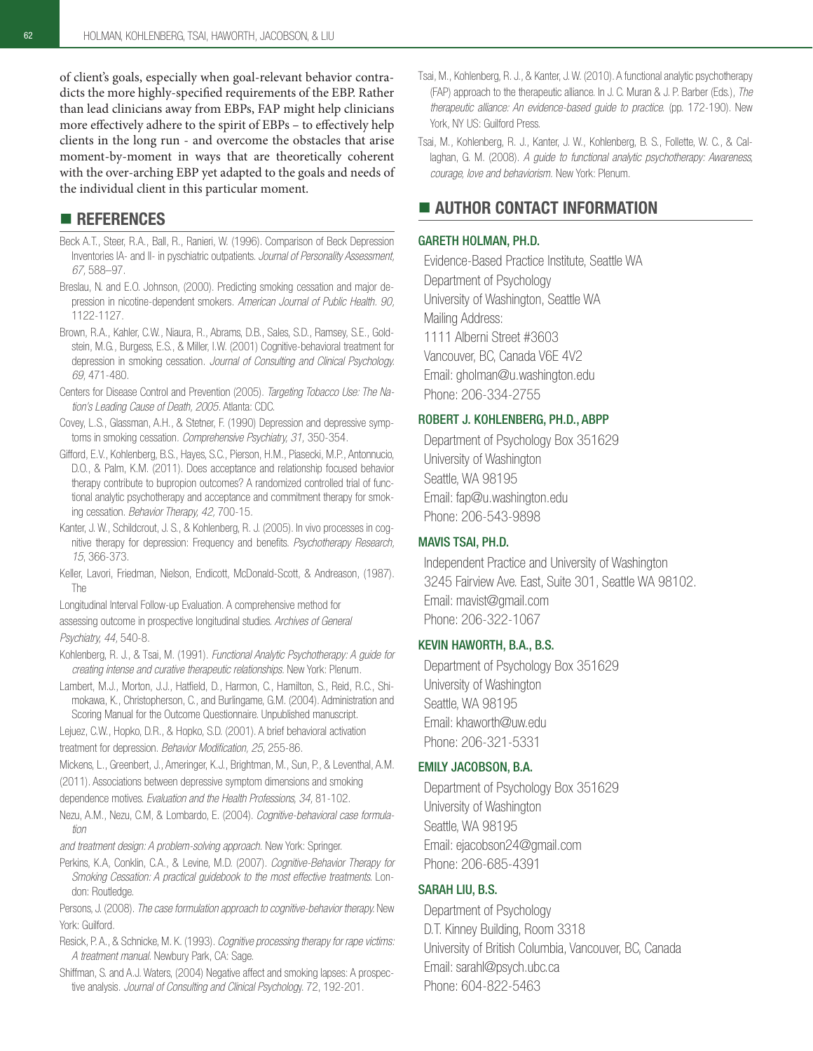of client's goals, especially when goal-relevant behavior contradicts the more highly-specified requirements of the EBP. Rather than lead clinicians away from EBPs, FAP might help clinicians more effectively adhere to the spirit of EBPs – to effectively help clients in the long run - and overcome the obstacles that arise moment-by-moment in ways that are theoretically coherent with the over-arching EBP yet adapted to the goals and needs of the individual client in this particular moment.

## REFERENCES

Beck A.T., Steer, R.A., Ball, R., Ranieri, W. (1996). Comparison of Beck Depression Inventories IA- and II- in pyschiatric outpatients. *Journal of Personality Assessment, 67*, 588–97.

Breslau, N. and E.O. Johnson, (2000). Predicting smoking cessation and major depression in nicotine-dependent smokers. *American Journal of Public Health. 90,* 1122-1127.

Brown, R.A., Kahler, C.W., Niaura, R., Abrams, D.B., Sales, S.D., Ramsey, S.E., Goldstein, M.G., Burgess, E.S., & Miller, I.W. (2001) Cognitive-behavioral treatment for depression in smoking cessation. *Journal of Consulting and Clinical Psychology. 69,* 471-480.

Centers for Disease Control and Prevention (2005). *Targeting Tobacco Use: The Nation's Leading Cause of Death, 2005.* Atlanta: CDC.

Covey, L.S., Glassman, A.H., & Stetner, F. (1990) Depression and depressive symptoms in smoking cessation. *Comprehensive Psychiatry, 31,* 350-354.

Gifford, E.V., Kohlenberg, B.S., Hayes, S.C., Pierson, H.M., Piasecki, M.P., Antonnucio, D.O., & Palm, K.M. (2011). Does acceptance and relationship focused behavior therapy contribute to bupropion outcomes? A randomized controlled trial of functional analytic psychotherapy and acceptance and commitment therapy for smoking cessation. *Behavior Therapy, 42,* 700-15.

Kanter, J. W., Schildcrout, J. S., & Kohlenberg, R. J. (2005). In vivo processes in cognitive therapy for depression: Frequency and benefits. *Psychotherapy Research, 15*, 366-373.

Keller, Lavori, Friedman, Nielson, Endicott, McDonald-Scott, & Andreason, (1987). The

Longitudinal Interval Follow-up Evaluation. A comprehensive method for assessing outcome in prospective longitudinal studies. *Archives of General Psychiatry, 44,* 540-8.

Kohlenberg, R. J., & Tsai, M. (1991). *Functional Analytic Psychotherapy: A guide for creating intense and curative therapeutic relationships.* New York: Plenum.

Lambert, M.J., Morton, J.J., Hatfield, D., Harmon, C., Hamilton, S., Reid, R.C., Shimokawa, K., Christopherson, C., and Burlingame, G.M. (2004). Administration and Scoring Manual for the Outcome Questionnaire. Unpublished manuscript.

Lejuez, C.W., Hopko, D.R., & Hopko, S.D. (2001). A brief behavioral activation treatment for depression. *Behavior Modification, 25*, 255-86.

Mickens, L., Greenbert, J., Ameringer, K.J., Brightman, M., Sun, P., & Leventhal, A.M. (2011). Associations between depressive symptom dimensions and smoking dependence motives. *Evaluation and the Health Professions, 34,* 81-102.

Nezu, A.M., Nezu, C.M, & Lombardo, E. (2004). *Cognitive-behavioral case formulation and treatment design: A problem-solving approach.* New York: Springer.

Perkins, K.A, Conklin, C.A., & Levine, M.D. (2007). *Cognitive-Behavior Therapy for Smoking Cessation: A practical guidebook to the most effective treatments.* London: Routledge.

Persons, J. (2008). *The case formulation approach to cognitive-behavior therapy.* New York: Guilford.

Resick, P. A., & Schnicke, M. K. (1993). *Cognitive processing therapy for rape victims: A treatment manual.* Newbury Park, CA: Sage.

Shiffman, S. and A.J. Waters, (2004) Negative affect and smoking lapses: A prospective analysis. *Journal of Consulting and Clinical Psychology.* 72, 192-201.

Tsai, M., Kohlenberg, R. J., & Kanter, J. W. (2010). A functional analytic psychotherapy (FAP) approach to the therapeutic alliance. In J. C. Muran & J. P. Barber (Eds.), *The therapeutic alliance: An evidence-based guide to practice.* (pp. 172-190). New York, NY US: Guilford Press.

Tsai, M., Kohlenberg, R. J., Kanter, J. W., Kohlenberg, B. S., Follette, W. C., & Callaghan, G. M. (2008). *A guide to functional analytic psychotherapy: Awareness, courage, love and behaviorism.* New York: Plenum.

## AUTHOR CONTACT INFORMATION

### GARETH HOLMAN, PH.D.

Evidence-Based Practice Institute, Seattle WA
Department of Psychology
University of Washington, Seattle WA
Mailing Address:
1111 Alberni Street #3603
Vancouver, BC, Canada V6E 4V2
Email: gholman@u.washington.edu
Phone: 206-334-2755

### ROBERT J. KOHLENBERG, PH.D., ABPP

Department of Psychology Box 351629
University of Washington
Seattle, WA 98195
Email: fap@u.washington.edu
Phone: 206-543-9898

### MAVIS TSAI, PH.D.

Independent Practice and University of Washington
3245 Fairview Ave. East, Suite 301, Seattle WA 98102.
Email: mavist@gmail.com
Phone: 206-322-1067

### KEVIN HAWORTH, B.A., B.S.

Department of Psychology Box 351629
University of Washington
Seattle, WA 98195
Email: khaworth@uw.edu
Phone: 206-321-5331

### EMILY JACOBSON, B.A.

Department of Psychology Box 351629
University of Washington
Seattle, WA 98195
Email: ejacobson24@gmail.com
Phone: 206-685-4391

### SARAH LIU, B.S.

Department of Psychology
D.T. Kinney Building, Room 3318
University of British Columbia, Vancouver, BC, Canada
Email: sarahl@psych.ubc.ca
Phone: 604-822-5463